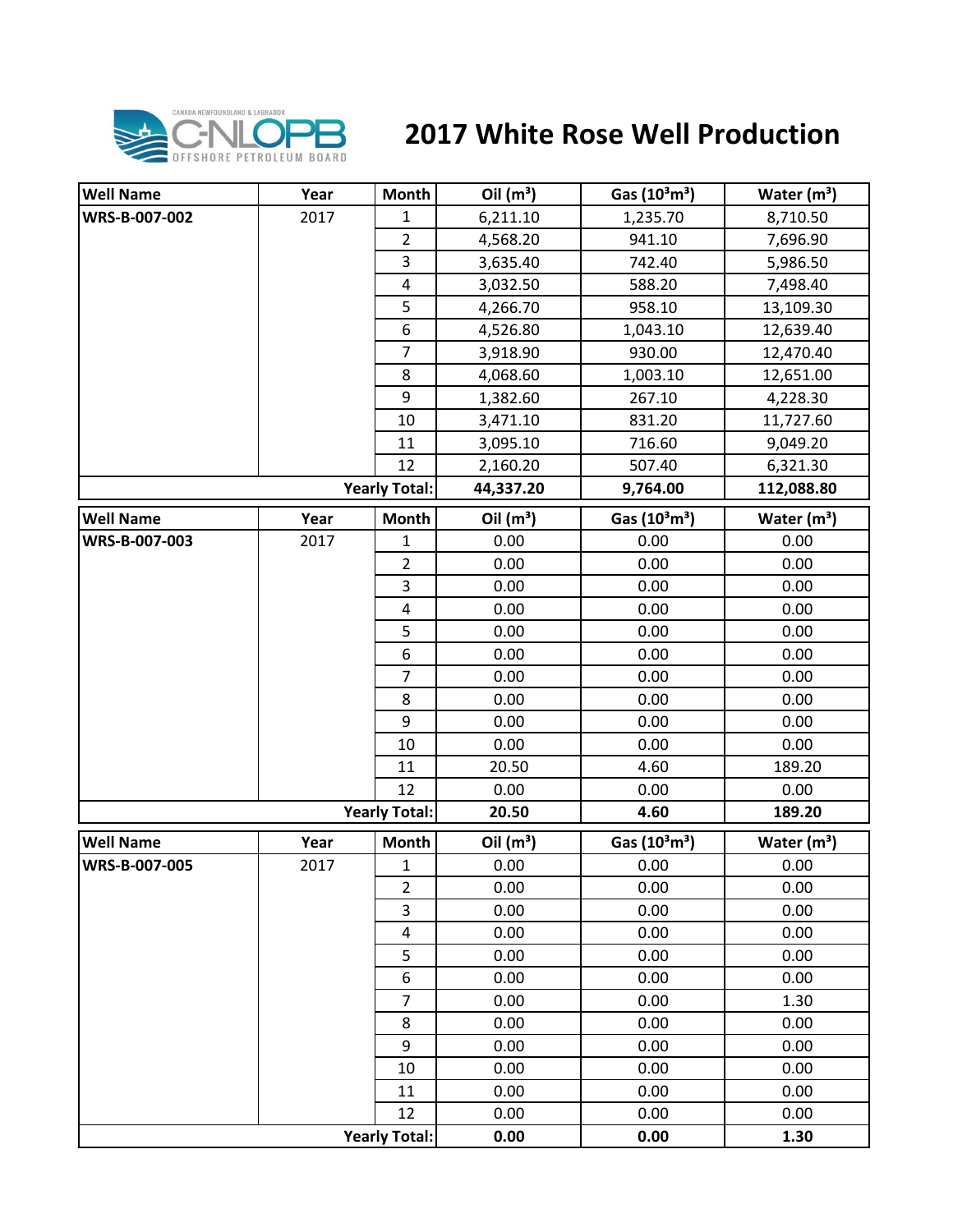# 2017 White Rose Well Production

| Well Name | Year | Month | Oil ($m^3$) | Gas ($10^3m^3$) | Water ($m^3$) |
|---|---|---|---|---|---|
| WRS-B-007-002 | 2017 | 1 | 6,211.10 | 1,235.70 | 8,710.50 |
| | | 2 | 4,568.20 | 941.10 | 7,696.90 |
| | | 3 | 3,635.40 | 742.40 | 5,986.50 |
| | | 4 | 3,032.50 | 588.20 | 7,498.40 |
| | | 5 | 4,266.70 | 958.10 | 13,109.30 |
| | | 6 | 4,526.80 | 1,043.10 | 12,639.40 |
| | | 7 | 3,918.90 | 930.00 | 12,470.40 |
| | | 8 | 4,068.60 | 1,003.10 | 12,651.00 |
| | | 9 | 1,382.60 | 267.10 | 4,228.30 |
| | | 10 | 3,471.10 | 831.20 | 11,727.60 |
| | | 11 | 3,095.10 | 716.60 | 9,049.20 |
| | | 12 | 2,160.20 | 507.40 | 6,321.30 |
| | | **Yearly Total:** | **44,337.20** | **9,764.00** | **112,088.80** |

| Well Name | Year | Month | Oil ($m^3$) | Gas ($10^3m^3$) | Water ($m^3$) |
|---|---|---|---|---|---|
| WRS-B-007-003 | 2017 | 1 | 0.00 | 0.00 | 0.00 |
| | | 2 | 0.00 | 0.00 | 0.00 |
| | | 3 | 0.00 | 0.00 | 0.00 |
| | | 4 | 0.00 | 0.00 | 0.00 |
| | | 5 | 0.00 | 0.00 | 0.00 |
| | | 6 | 0.00 | 0.00 | 0.00 |
| | | 7 | 0.00 | 0.00 | 0.00 |
| | | 8 | 0.00 | 0.00 | 0.00 |
| | | 9 | 0.00 | 0.00 | 0.00 |
| | | 10 | 0.00 | 0.00 | 0.00 |
| | | 11 | 20.50 | 4.60 | 189.20 |
| | | 12 | 0.00 | 0.00 | 0.00 |
| | | **Yearly Total:** | **20.50** | **4.60** | **189.20** |

| Well Name | Year | Month | Oil ($m^3$) | Gas ($10^3m^3$) | Water ($m^3$) |
|---|---|---|---|---|---|
| WRS-B-007-005 | 2017 | 1 | 0.00 | 0.00 | 0.00 |
| | | 2 | 0.00 | 0.00 | 0.00 |
| | | 3 | 0.00 | 0.00 | 0.00 |
| | | 4 | 0.00 | 0.00 | 0.00 |
| | | 5 | 0.00 | 0.00 | 0.00 |
| | | 6 | 0.00 | 0.00 | 0.00 |
| | | 7 | 0.00 | 0.00 | 1.30 |
| | | 8 | 0.00 | 0.00 | 0.00 |
| | | 9 | 0.00 | 0.00 | 0.00 |
| | | 10 | 0.00 | 0.00 | 0.00 |
| | | 11 | 0.00 | 0.00 | 0.00 |
| | | 12 | 0.00 | 0.00 | 0.00 |
| | | **Yearly Total:** | **0.00** | **0.00** | **1.30** |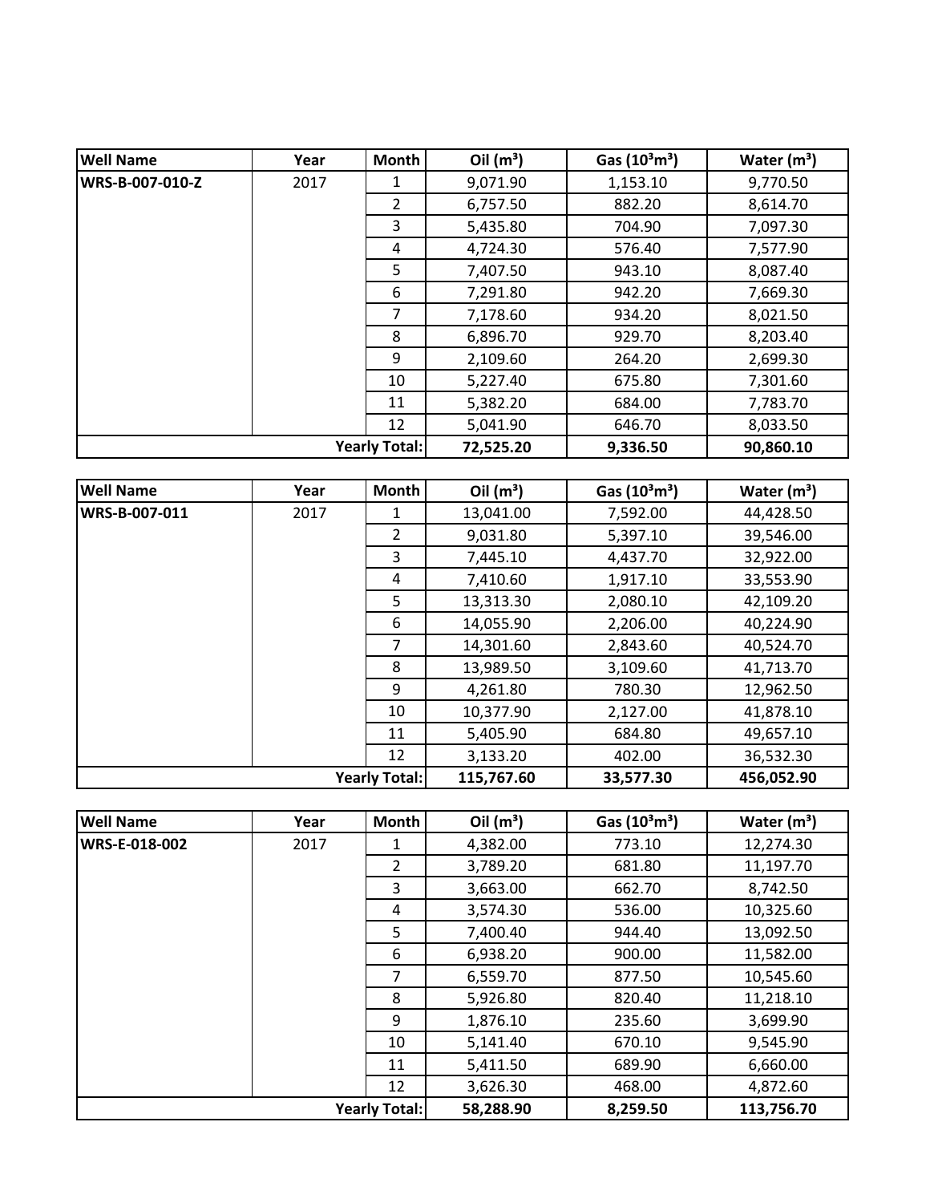| Well Name | Year | Month | Oil ($m^3$) | Gas ($10^3m^3$) | Water ($m^3$) |
|---|---|---|---|---|---|
| WRS-B-007-010-Z | 2017 | 1 | 9,071.90 | 1,153.10 | 9,770.50 |
| | | 2 | 6,757.50 | 882.20 | 8,614.70 |
| | | 3 | 5,435.80 | 704.90 | 7,097.30 |
| | | 4 | 4,724.30 | 576.40 | 7,577.90 |
| | | 5 | 7,407.50 | 943.10 | 8,087.40 |
| | | 6 | 7,291.80 | 942.20 | 7,669.30 |
| | | 7 | 7,178.60 | 934.20 | 8,021.50 |
| | | 8 | 6,896.70 | 929.70 | 8,203.40 |
| | | 9 | 2,109.60 | 264.20 | 2,699.30 |
| | | 10 | 5,227.40 | 675.80 | 7,301.60 |
| | | 11 | 5,382.20 | 684.00 | 7,783.70 |
| | | 12 | 5,041.90 | 646.70 | 8,033.50 |
| | | **Yearly Total:** | **72,525.20** | **9,336.50** | **90,860.10** |

| Well Name | Year | Month | Oil ($m^3$) | Gas ($10^3m^3$) | Water ($m^3$) |
|---|---|---|---|---|---|
| WRS-B-007-011 | 2017 | 1 | 13,041.00 | 7,592.00 | 44,428.50 |
| | | 2 | 9,031.80 | 5,397.10 | 39,546.00 |
| | | 3 | 7,445.10 | 4,437.70 | 32,922.00 |
| | | 4 | 7,410.60 | 1,917.10 | 33,553.90 |
| | | 5 | 13,313.30 | 2,080.10 | 42,109.20 |
| | | 6 | 14,055.90 | 2,206.00 | 40,224.90 |
| | | 7 | 14,301.60 | 2,843.60 | 40,524.70 |
| | | 8 | 13,989.50 | 3,109.60 | 41,713.70 |
| | | 9 | 4,261.80 | 780.30 | 12,962.50 |
| | | 10 | 10,377.90 | 2,127.00 | 41,878.10 |
| | | 11 | 5,405.90 | 684.80 | 49,657.10 |
| | | 12 | 3,133.20 | 402.00 | 36,532.30 |
| | | **Yearly Total:** | **115,767.60** | **33,577.30** | **456,052.90** |

| Well Name | Year | Month | Oil ($m^3$) | Gas ($10^3m^3$) | Water ($m^3$) |
|---|---|---|---|---|---|
| WRS-E-018-002 | 2017 | 1 | 4,382.00 | 773.10 | 12,274.30 |
| | | 2 | 3,789.20 | 681.80 | 11,197.70 |
| | | 3 | 3,663.00 | 662.70 | 8,742.50 |
| | | 4 | 3,574.30 | 536.00 | 10,325.60 |
| | | 5 | 7,400.40 | 944.40 | 13,092.50 |
| | | 6 | 6,938.20 | 900.00 | 11,582.00 |
| | | 7 | 6,559.70 | 877.50 | 10,545.60 |
| | | 8 | 5,926.80 | 820.40 | 11,218.10 |
| | | 9 | 1,876.10 | 235.60 | 3,699.90 |
| | | 10 | 5,141.40 | 670.10 | 9,545.90 |
| | | 11 | 5,411.50 | 689.90 | 6,660.00 |
| | | 12 | 3,626.30 | 468.00 | 4,872.60 |
| | | **Yearly Total:** | **58,288.90** | **8,259.50** | **113,756.70** |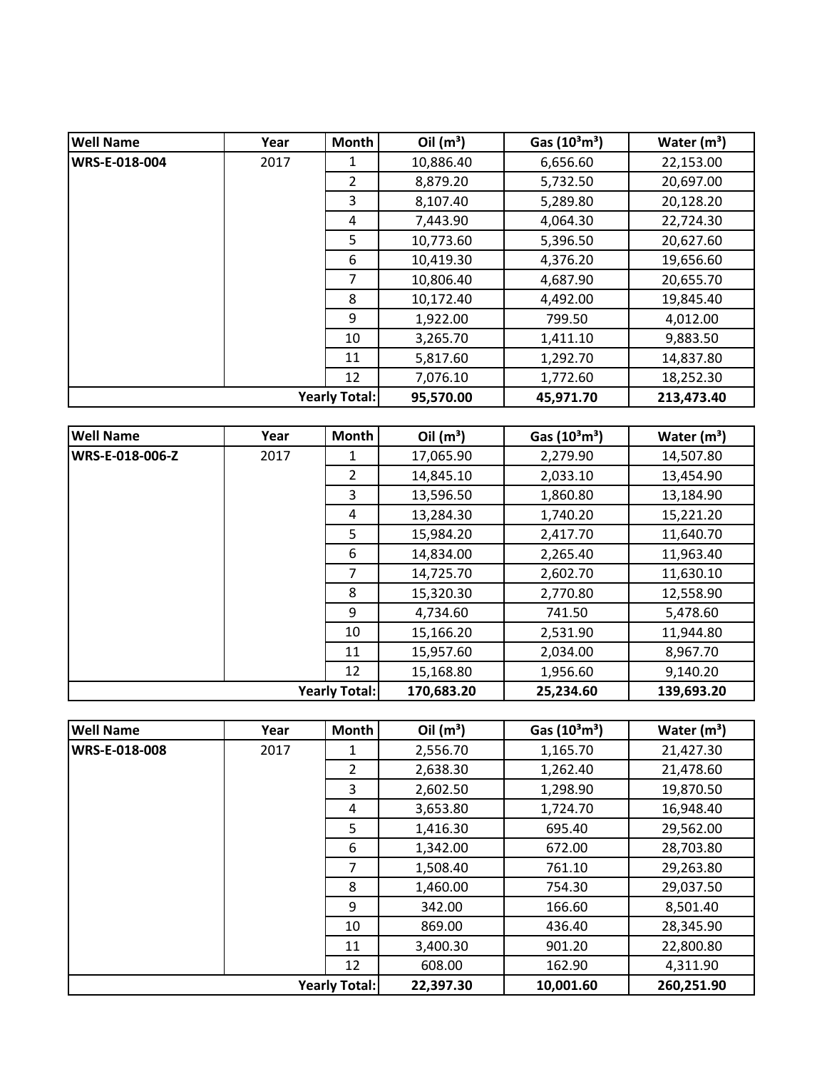| Well Name | Year | Month | Oil ($m^3$) | Gas ($10^3m^3$) | Water ($m^3$) |
|---|---|---|---|---|---|
| WRS-E-018-004 | 2017 | 1 | 10,886.40 | 6,656.60 | 22,153.00 |
| | | 2 | 8,879.20 | 5,732.50 | 20,697.00 |
| | | 3 | 8,107.40 | 5,289.80 | 20,128.20 |
| | | 4 | 7,443.90 | 4,064.30 | 22,724.30 |
| | | 5 | 10,773.60 | 5,396.50 | 20,627.60 |
| | | 6 | 10,419.30 | 4,376.20 | 19,656.60 |
| | | 7 | 10,806.40 | 4,687.90 | 20,655.70 |
| | | 8 | 10,172.40 | 4,492.00 | 19,845.40 |
| | | 9 | 1,922.00 | 799.50 | 4,012.00 |
| | | 10 | 3,265.70 | 1,411.10 | 9,883.50 |
| | | 11 | 5,817.60 | 1,292.70 | 14,837.80 |
| | | 12 | 7,076.10 | 1,772.60 | 18,252.30 |
| | | **Yearly Total:** | **95,570.00** | **45,971.70** | **213,473.40** |

| Well Name | Year | Month | Oil ($m^3$) | Gas ($10^3m^3$) | Water ($m^3$) |
|---|---|---|---|---|---|
| WRS-E-018-006-Z | 2017 | 1 | 17,065.90 | 2,279.90 | 14,507.80 |
| | | 2 | 14,845.10 | 2,033.10 | 13,454.90 |
| | | 3 | 13,596.50 | 1,860.80 | 13,184.90 |
| | | 4 | 13,284.30 | 1,740.20 | 15,221.20 |
| | | 5 | 15,984.20 | 2,417.70 | 11,640.70 |
| | | 6 | 14,834.00 | 2,265.40 | 11,963.40 |
| | | 7 | 14,725.70 | 2,602.70 | 11,630.10 |
| | | 8 | 15,320.30 | 2,770.80 | 12,558.90 |
| | | 9 | 4,734.60 | 741.50 | 5,478.60 |
| | | 10 | 15,166.20 | 2,531.90 | 11,944.80 |
| | | 11 | 15,957.60 | 2,034.00 | 8,967.70 |
| | | 12 | 15,168.80 | 1,956.60 | 9,140.20 |
| | | **Yearly Total:** | **170,683.20** | **25,234.60** | **139,693.20** |

| Well Name | Year | Month | Oil ($m^3$) | Gas ($10^3m^3$) | Water ($m^3$) |
|---|---|---|---|---|---|
| WRS-E-018-008 | 2017 | 1 | 2,556.70 | 1,165.70 | 21,427.30 |
| | | 2 | 2,638.30 | 1,262.40 | 21,478.60 |
| | | 3 | 2,602.50 | 1,298.90 | 19,870.50 |
| | | 4 | 3,653.80 | 1,724.70 | 16,948.40 |
| | | 5 | 1,416.30 | 695.40 | 29,562.00 |
| | | 6 | 1,342.00 | 672.00 | 28,703.80 |
| | | 7 | 1,508.40 | 761.10 | 29,263.80 |
| | | 8 | 1,460.00 | 754.30 | 29,037.50 |
| | | 9 | 342.00 | 166.60 | 8,501.40 |
| | | 10 | 869.00 | 436.40 | 28,345.90 |
| | | 11 | 3,400.30 | 901.20 | 22,800.80 |
| | | 12 | 608.00 | 162.90 | 4,311.90 |
| | | **Yearly Total:** | **22,397.30** | **10,001.60** | **260,251.90** |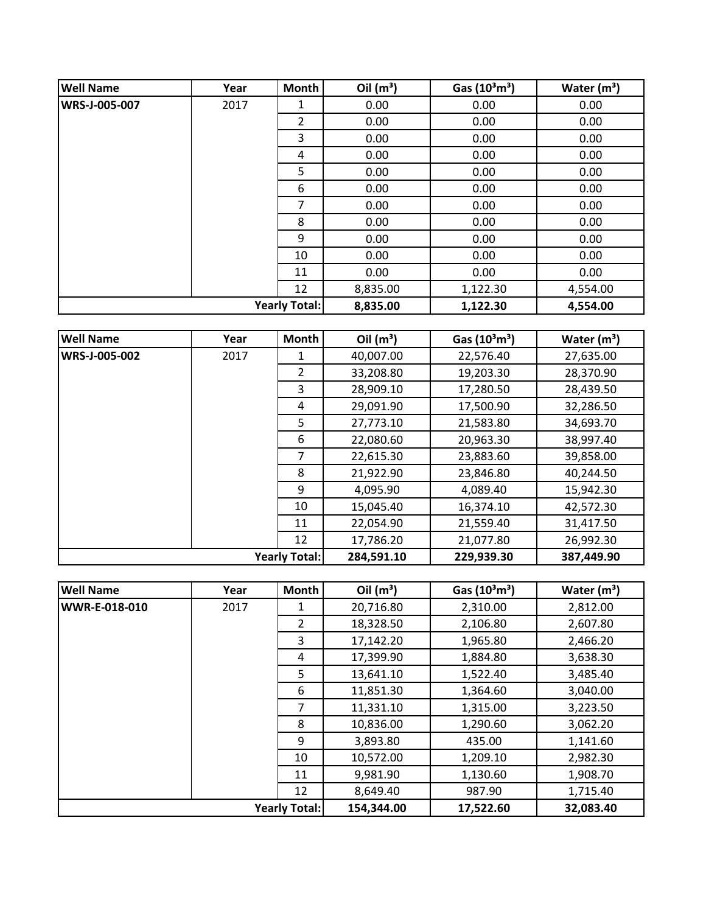| Well Name | Year | Month | Oil ($m^3$) | Gas ($10^3m^3$) | Water ($m^3$) |
|---|---|---|---|---|---|
| WRS-J-005-007 | 2017 | 1 | 0.00 | 0.00 | 0.00 |
| | | 2 | 0.00 | 0.00 | 0.00 |
| | | 3 | 0.00 | 0.00 | 0.00 |
| | | 4 | 0.00 | 0.00 | 0.00 |
| | | 5 | 0.00 | 0.00 | 0.00 |
| | | 6 | 0.00 | 0.00 | 0.00 |
| | | 7 | 0.00 | 0.00 | 0.00 |
| | | 8 | 0.00 | 0.00 | 0.00 |
| | | 9 | 0.00 | 0.00 | 0.00 |
| | | 10 | 0.00 | 0.00 | 0.00 |
| | | 11 | 0.00 | 0.00 | 0.00 |
| | | 12 | 8,835.00 | 1,122.30 | 4,554.00 |
| | | **Yearly Total:** | **8,835.00** | **1,122.30** | **4,554.00** |

| Well Name | Year | Month | Oil ($m^3$) | Gas ($10^3m^3$) | Water ($m^3$) |
|---|---|---|---|---|---|
| WRS-J-005-002 | 2017 | 1 | 40,007.00 | 22,576.40 | 27,635.00 |
| | | 2 | 33,208.80 | 19,203.30 | 28,370.90 |
| | | 3 | 28,909.10 | 17,280.50 | 28,439.50 |
| | | 4 | 29,091.90 | 17,500.90 | 32,286.50 |
| | | 5 | 27,773.10 | 21,583.80 | 34,693.70 |
| | | 6 | 22,080.60 | 20,963.30 | 38,997.40 |
| | | 7 | 22,615.30 | 23,883.60 | 39,858.00 |
| | | 8 | 21,922.90 | 23,846.80 | 40,244.50 |
| | | 9 | 4,095.90 | 4,089.40 | 15,942.30 |
| | | 10 | 15,045.40 | 16,374.10 | 42,572.30 |
| | | 11 | 22,054.90 | 21,559.40 | 31,417.50 |
| | | 12 | 17,786.20 | 21,077.80 | 26,992.30 |
| | | **Yearly Total:** | **284,591.10** | **229,939.30** | **387,449.90** |

| Well Name | Year | Month | Oil ($m^3$) | Gas ($10^3m^3$) | Water ($m^3$) |
|---|---|---|---|---|---|
| WWR-E-018-010 | 2017 | 1 | 20,716.80 | 2,310.00 | 2,812.00 |
| | | 2 | 18,328.50 | 2,106.80 | 2,607.80 |
| | | 3 | 17,142.20 | 1,965.80 | 2,466.20 |
| | | 4 | 17,399.90 | 1,884.80 | 3,638.30 |
| | | 5 | 13,641.10 | 1,522.40 | 3,485.40 |
| | | 6 | 11,851.30 | 1,364.60 | 3,040.00 |
| | | 7 | 11,331.10 | 1,315.00 | 3,223.50 |
| | | 8 | 10,836.00 | 1,290.60 | 3,062.20 |
| | | 9 | 3,893.80 | 435.00 | 1,141.60 |
| | | 10 | 10,572.00 | 1,209.10 | 2,982.30 |
| | | 11 | 9,981.90 | 1,130.60 | 1,908.70 |
| | | 12 | 8,649.40 | 987.90 | 1,715.40 |
| | | **Yearly Total:** | **154,344.00** | **17,522.60** | **32,083.40** |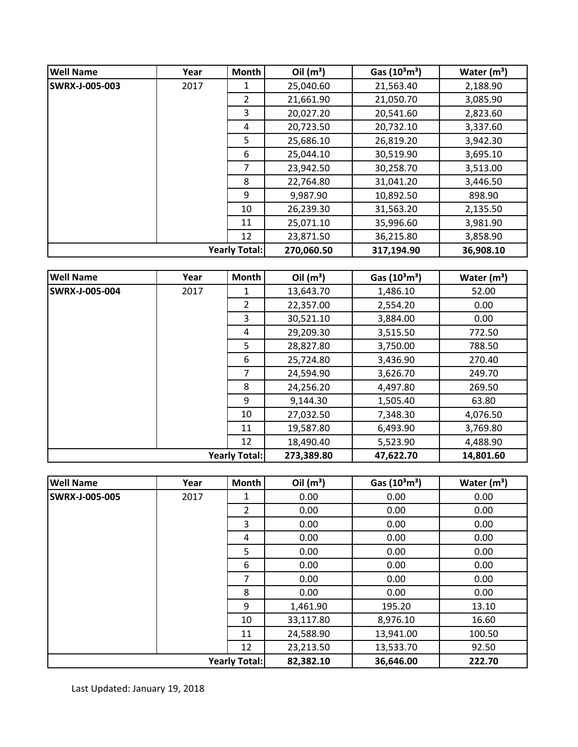| Well Name | Year | Month | Oil ($m^3$) | Gas ($10^3m^3$) | Water ($m^3$) |
|---|---|---|---|---|---|
| SWRX-J-005-003 | 2017 | 1 | 25,040.60 | 21,563.40 | 2,188.90 |
| | | 2 | 21,661.90 | 21,050.70 | 3,085.90 |
| | | 3 | 20,027.20 | 20,541.60 | 2,823.60 |
| | | 4 | 20,723.50 | 20,732.10 | 3,337.60 |
| | | 5 | 25,686.10 | 26,819.20 | 3,942.30 |
| | | 6 | 25,044.10 | 30,519.90 | 3,695.10 |
| | | 7 | 23,942.50 | 30,258.70 | 3,513.00 |
| | | 8 | 22,764.80 | 31,041.20 | 3,446.50 |
| | | 9 | 9,987.90 | 10,892.50 | 898.90 |
| | | 10 | 26,239.30 | 31,563.20 | 2,135.50 |
| | | 11 | 25,071.10 | 35,996.60 | 3,981.90 |
| | | 12 | 23,871.50 | 36,215.80 | 3,858.90 |
| | | **Yearly Total:** | **270,060.50** | **317,194.90** | **36,908.10** |

| Well Name | Year | Month | Oil ($m^3$) | Gas ($10^3m^3$) | Water ($m^3$) |
|---|---|---|---|---|---|
| SWRX-J-005-004 | 2017 | 1 | 13,643.70 | 1,486.10 | 52.00 |
| | | 2 | 22,357.00 | 2,554.20 | 0.00 |
| | | 3 | 30,521.10 | 3,884.00 | 0.00 |
| | | 4 | 29,209.30 | 3,515.50 | 772.50 |
| | | 5 | 28,827.80 | 3,750.00 | 788.50 |
| | | 6 | 25,724.80 | 3,436.90 | 270.40 |
| | | 7 | 24,594.90 | 3,626.70 | 249.70 |
| | | 8 | 24,256.20 | 4,497.80 | 269.50 |
| | | 9 | 9,144.30 | 1,505.40 | 63.80 |
| | | 10 | 27,032.50 | 7,348.30 | 4,076.50 |
| | | 11 | 19,587.80 | 6,493.90 | 3,769.80 |
| | | 12 | 18,490.40 | 5,523.90 | 4,488.90 |
| | | **Yearly Total:** | **273,389.80** | **47,622.70** | **14,801.60** |

| Well Name | Year | Month | Oil ($m^3$) | Gas ($10^3m^3$) | Water ($m^3$) |
|---|---|---|---|---|---|
| SWRX-J-005-005 | 2017 | 1 | 0.00 | 0.00 | 0.00 |
| | | 2 | 0.00 | 0.00 | 0.00 |
| | | 3 | 0.00 | 0.00 | 0.00 |
| | | 4 | 0.00 | 0.00 | 0.00 |
| | | 5 | 0.00 | 0.00 | 0.00 |
| | | 6 | 0.00 | 0.00 | 0.00 |
| | | 7 | 0.00 | 0.00 | 0.00 |
| | | 8 | 0.00 | 0.00 | 0.00 |
| | | 9 | 1,461.90 | 195.20 | 13.10 |
| | | 10 | 33,117.80 | 8,976.10 | 16.60 |
| | | 11 | 24,588.90 | 13,941.00 | 100.50 |
| | | 12 | 23,213.50 | 13,533.70 | 92.50 |
| | | **Yearly Total:** | **82,382.10** | **36,646.00** | **222.70** |

Last Updated: January 19, 2018